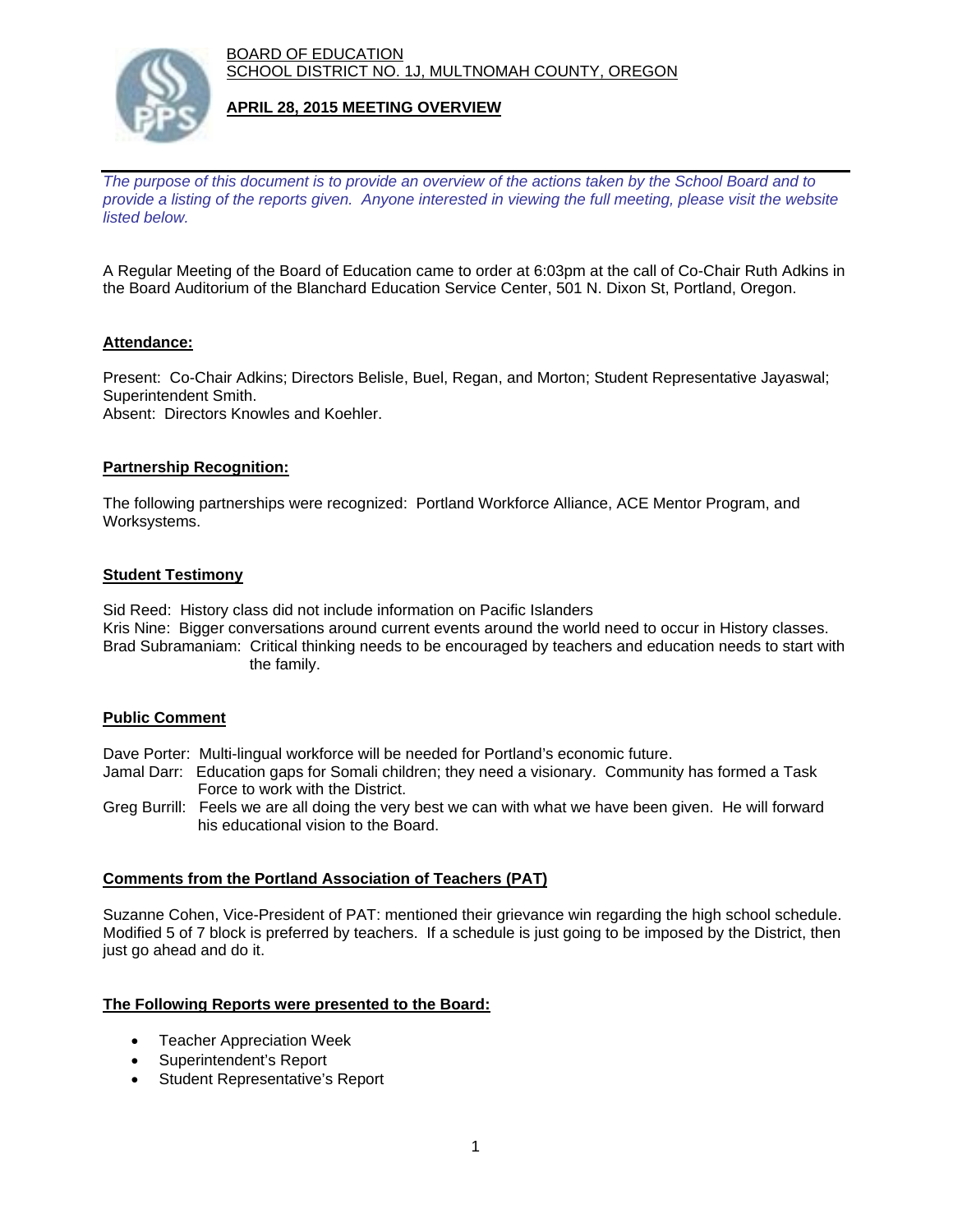BOARD OF EDUCATION
SCHOOL DISTRICT NO. 1J, MULTNOMAH COUNTY, OREGON

**APRIL 28, 2015 MEETING OVERVIEW**

*The purpose of this document is to provide an overview of the actions taken by the School Board and to provide a listing of the reports given. Anyone interested in viewing the full meeting, please visit the website listed below.*

A Regular Meeting of the Board of Education came to order at 6:03pm at the call of Co-Chair Ruth Adkins in the Board Auditorium of the Blanchard Education Service Center, 501 N. Dixon St, Portland, Oregon.

## Attendance:

Present: Co-Chair Adkins; Directors Belisle, Buel, Regan, and Morton; Student Representative Jayaswal; Superintendent Smith.
Absent: Directors Knowles and Koehler.

## Partnership Recognition:

The following partnerships were recognized: Portland Workforce Alliance, ACE Mentor Program, and Worksystems.

## Student Testimony

Sid Reed: History class did not include information on Pacific Islanders
Kris Nine: Bigger conversations around current events around the world need to occur in History classes.
Brad Subramaniam: Critical thinking needs to be encouraged by teachers and education needs to start with the family.

## Public Comment

Dave Porter: Multi-lingual workforce will be needed for Portland's economic future.
Jamal Darr: Education gaps for Somali children; they need a visionary. Community has formed a Task Force to work with the District.
Greg Burrill: Feels we are all doing the very best we can with what we have been given. He will forward his educational vision to the Board.

## Comments from the Portland Association of Teachers (PAT)

Suzanne Cohen, Vice-President of PAT: mentioned their grievance win regarding the high school schedule. Modified 5 of 7 block is preferred by teachers. If a schedule is just going to be imposed by the District, then just go ahead and do it.

## The Following Reports were presented to the Board:

- Teacher Appreciation Week
- Superintendent's Report
- Student Representative's Report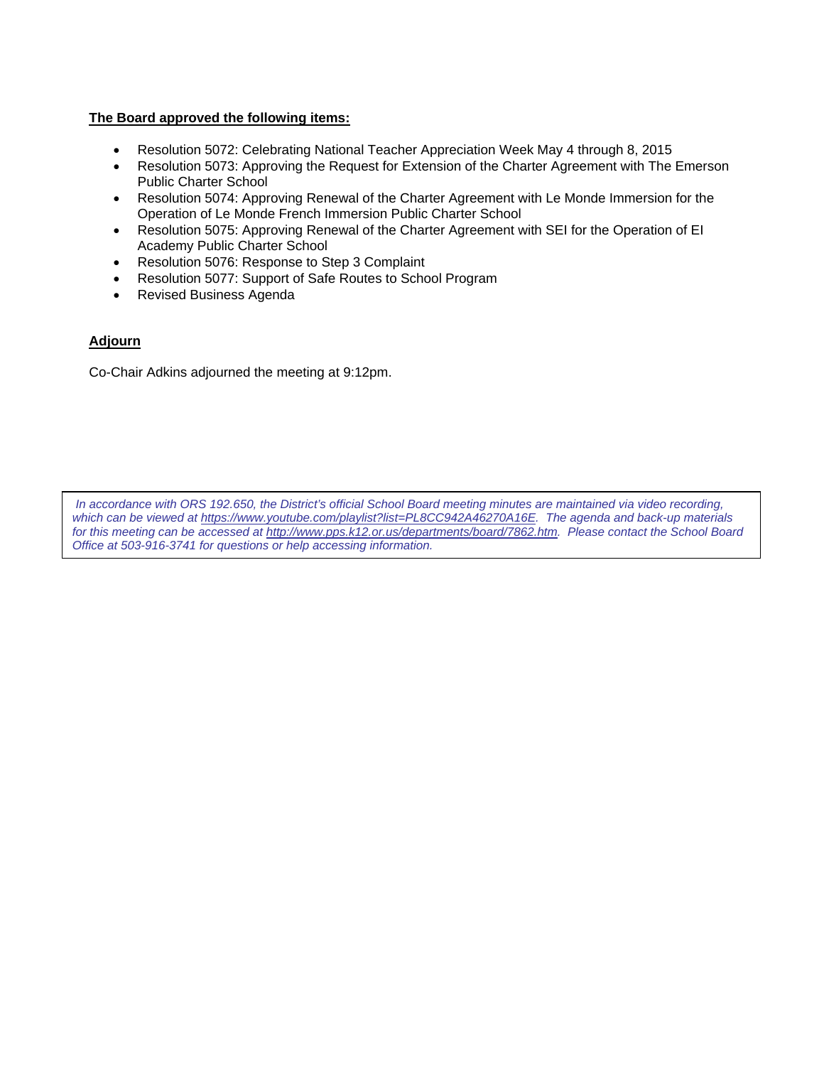**The Board approved the following items:**

- Resolution 5072: Celebrating National Teacher Appreciation Week May 4 through 8, 2015
- Resolution 5073: Approving the Request for Extension of the Charter Agreement with The Emerson Public Charter School
- Resolution 5074: Approving Renewal of the Charter Agreement with Le Monde Immersion for the Operation of Le Monde French Immersion Public Charter School
- Resolution 5075: Approving Renewal of the Charter Agreement with SEI for the Operation of EI Academy Public Charter School
- Resolution 5076: Response to Step 3 Complaint
- Resolution 5077: Support of Safe Routes to School Program
- Revised Business Agenda

**Adjourn**

Co-Chair Adkins adjourned the meeting at 9:12pm.

*In accordance with ORS 192.650, the District's official School Board meeting minutes are maintained via video recording, which can be viewed at https://www.youtube.com/playlist?list=PL8CC942A46270A16E. The agenda and back-up materials for this meeting can be accessed at http://www.pps.k12.or.us/departments/board/7862.htm. Please contact the School Board Office at 503-916-3741 for questions or help accessing information.*